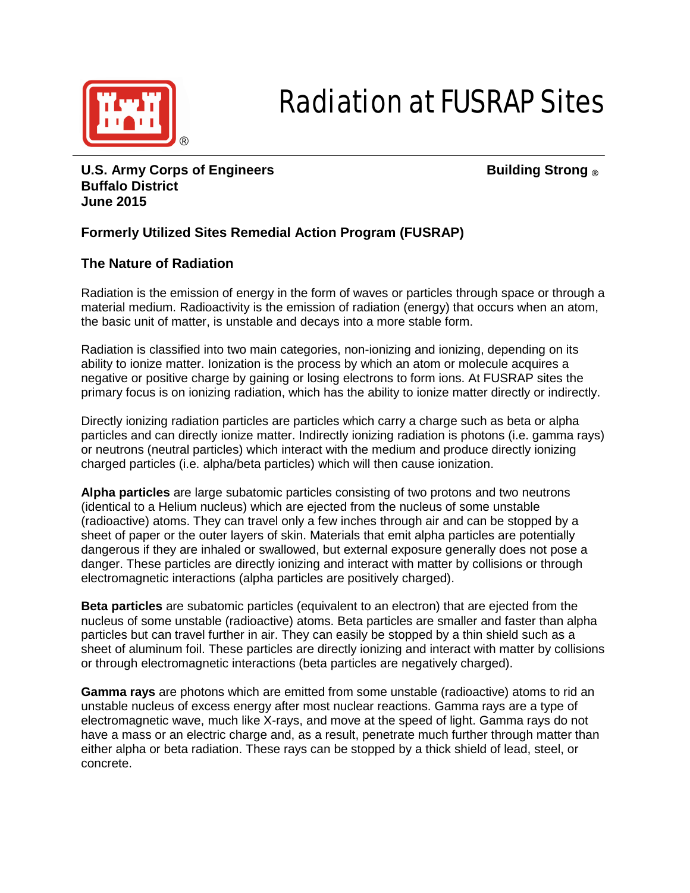# Radiation at FUSRAP Sites

**U.S. Army Corps of Engineers**
**Buffalo District**
**June 2015**

**Building Strong ®**

## Formerly Utilized Sites Remedial Action Program (FUSRAP)

## The Nature of Radiation

Radiation is the emission of energy in the form of waves or particles through space or through a material medium. Radioactivity is the emission of radiation (energy) that occurs when an atom, the basic unit of matter, is unstable and decays into a more stable form.

Radiation is classified into two main categories, non-ionizing and ionizing, depending on its ability to ionize matter. Ionization is the process by which an atom or molecule acquires a negative or positive charge by gaining or losing electrons to form ions. At FUSRAP sites the primary focus is on ionizing radiation, which has the ability to ionize matter directly or indirectly.

Directly ionizing radiation particles are particles which carry a charge such as beta or alpha particles and can directly ionize matter. Indirectly ionizing radiation is photons (i.e. gamma rays) or neutrons (neutral particles) which interact with the medium and produce directly ionizing charged particles (i.e. alpha/beta particles) which will then cause ionization.

**Alpha particles** are large subatomic particles consisting of two protons and two neutrons (identical to a Helium nucleus) which are ejected from the nucleus of some unstable (radioactive) atoms. They can travel only a few inches through air and can be stopped by a sheet of paper or the outer layers of skin. Materials that emit alpha particles are potentially dangerous if they are inhaled or swallowed, but external exposure generally does not pose a danger. These particles are directly ionizing and interact with matter by collisions or through electromagnetic interactions (alpha particles are positively charged).

**Beta particles** are subatomic particles (equivalent to an electron) that are ejected from the nucleus of some unstable (radioactive) atoms. Beta particles are smaller and faster than alpha particles but can travel further in air. They can easily be stopped by a thin shield such as a sheet of aluminum foil. These particles are directly ionizing and interact with matter by collisions or through electromagnetic interactions (beta particles are negatively charged).

**Gamma rays** are photons which are emitted from some unstable (radioactive) atoms to rid an unstable nucleus of excess energy after most nuclear reactions. Gamma rays are a type of electromagnetic wave, much like X-rays, and move at the speed of light. Gamma rays do not have a mass or an electric charge and, as a result, penetrate much further through matter than either alpha or beta radiation. These rays can be stopped by a thick shield of lead, steel, or concrete.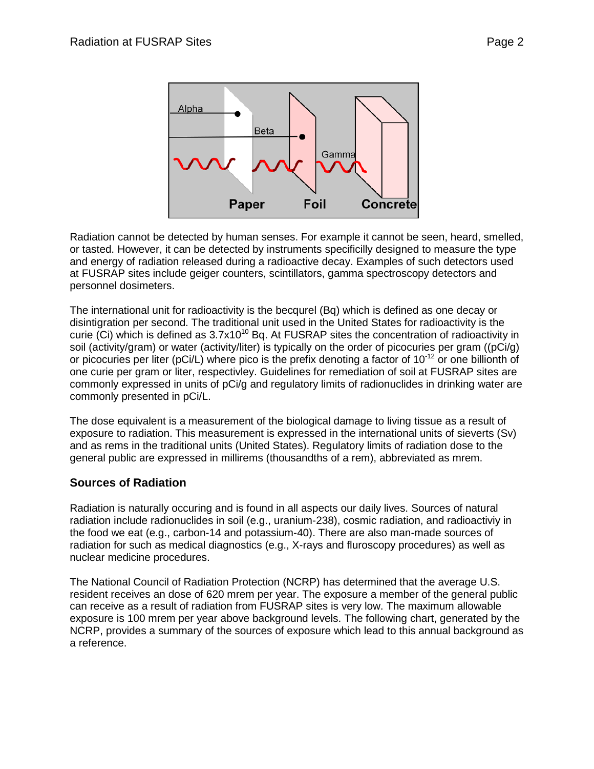Radiation cannot be detected by human senses. For example it cannot be seen, heard, smelled, or tasted. However, it can be detected by instruments specificilly designed to measure the type and energy of radiation released during a radioactive decay. Examples of such detectors used at FUSRAP sites include geiger counters, scintillators, gamma spectroscopy detectors and personnel dosimeters.

The international unit for radioactivity is the becqurel (Bq) which is defined as one decay or disintigration per second. The traditional unit used in the United States for radioactivity is the curie (Ci) which is defined as $3.7 \times 10^{10}$ Bq. At FUSRAP sites the concentration of radioactivity in soil (activity/gram) or water (activity/liter) is typically on the order of picocuries per gram ((pCi/g) or picocuries per liter (pCi/L) where pico is the prefix denoting a factor of $10^{-12}$ or one billionth of one curie per gram or liter, respectivley. Guidelines for remediation of soil at FUSRAP sites are commonly expressed in units of pCi/g and regulatory limits of radionuclides in drinking water are commonly presented in pCi/L.

The dose equivalent is a measurement of the biological damage to living tissue as a result of exposure to radiation. This measurement is expressed in the international units of sieverts (Sv) and as rems in the traditional units (United States). Regulatory limits of radiation dose to the general public are expressed in millirems (thousandths of a rem), abbreviated as mrem.

## Sources of Radiation

Radiation is naturally occuring and is found in all aspects our daily lives. Sources of natural radiation include radionuclides in soil (e.g., uranium-238), cosmic radiation, and radioactiviy in the food we eat (e.g., carbon-14 and potassium-40). There are also man-made sources of radiation for such as medical diagnostics (e.g., X-rays and fluroscopy procedures) as well as nuclear medicine procedures.

The National Council of Radiation Protection (NCRP) has determined that the average U.S. resident receives an dose of 620 mrem per year. The exposure a member of the general public can receive as a result of radiation from FUSRAP sites is very low. The maximum allowable exposure is 100 mrem per year above background levels. The following chart, generated by the NCRP, provides a summary of the sources of exposure which lead to this annual background as a reference.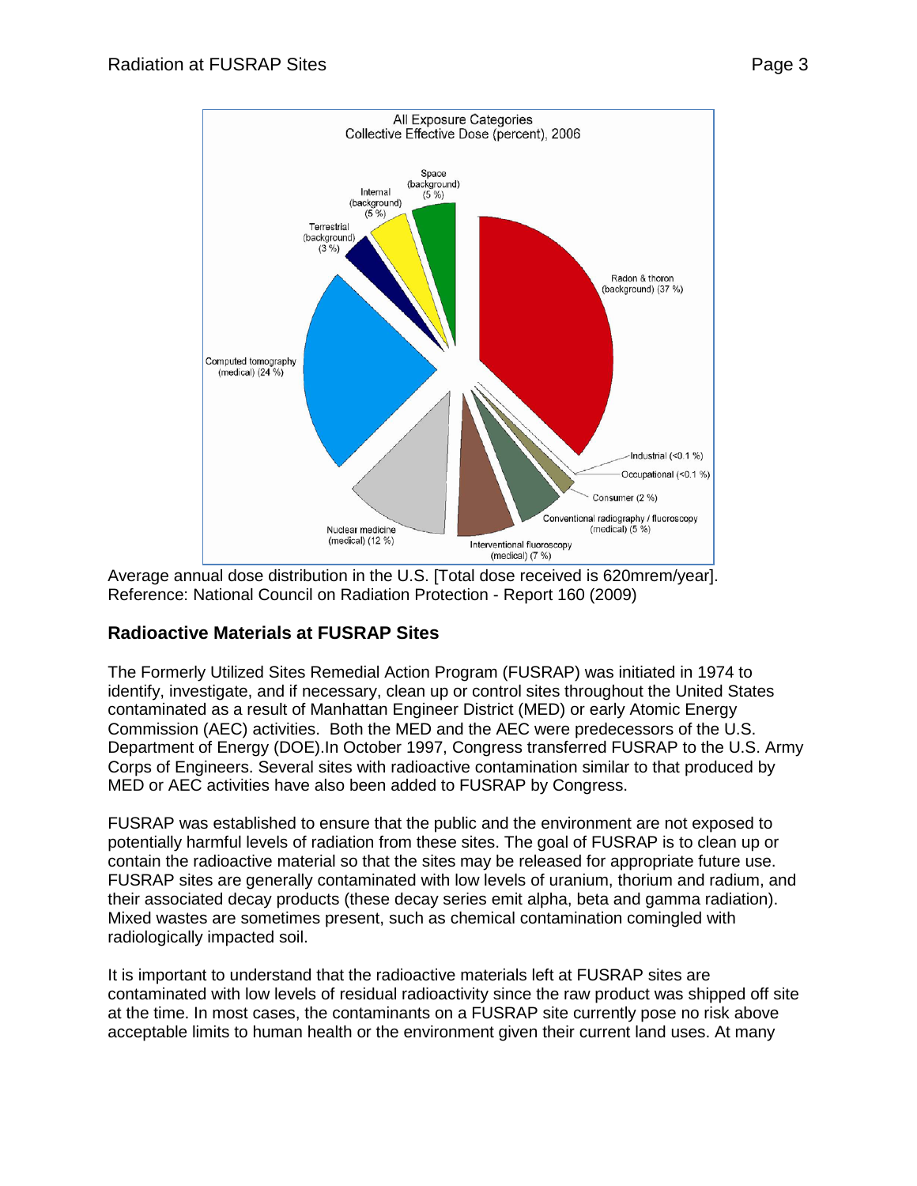Average annual dose distribution in the U.S. [Total dose received is 620mrem/year]. Reference: National Council on Radiation Protection - Report 160 (2009)

## Radioactive Materials at FUSRAP Sites

The Formerly Utilized Sites Remedial Action Program (FUSRAP) was initiated in 1974 to identify, investigate, and if necessary, clean up or control sites throughout the United States contaminated as a result of Manhattan Engineer District (MED) or early Atomic Energy Commission (AEC) activities. Both the MED and the AEC were predecessors of the U.S. Department of Energy (DOE).In October 1997, Congress transferred FUSRAP to the U.S. Army Corps of Engineers. Several sites with radioactive contamination similar to that produced by MED or AEC activities have also been added to FUSRAP by Congress.

FUSRAP was established to ensure that the public and the environment are not exposed to potentially harmful levels of radiation from these sites. The goal of FUSRAP is to clean up or contain the radioactive material so that the sites may be released for appropriate future use. FUSRAP sites are generally contaminated with low levels of uranium, thorium and radium, and their associated decay products (these decay series emit alpha, beta and gamma radiation). Mixed wastes are sometimes present, such as chemical contamination comingled with radiologically impacted soil.

It is important to understand that the radioactive materials left at FUSRAP sites are contaminated with low levels of residual radioactivity since the raw product was shipped off site at the time. In most cases, the contaminants on a FUSRAP site currently pose no risk above acceptable limits to human health or the environment given their current land uses. At many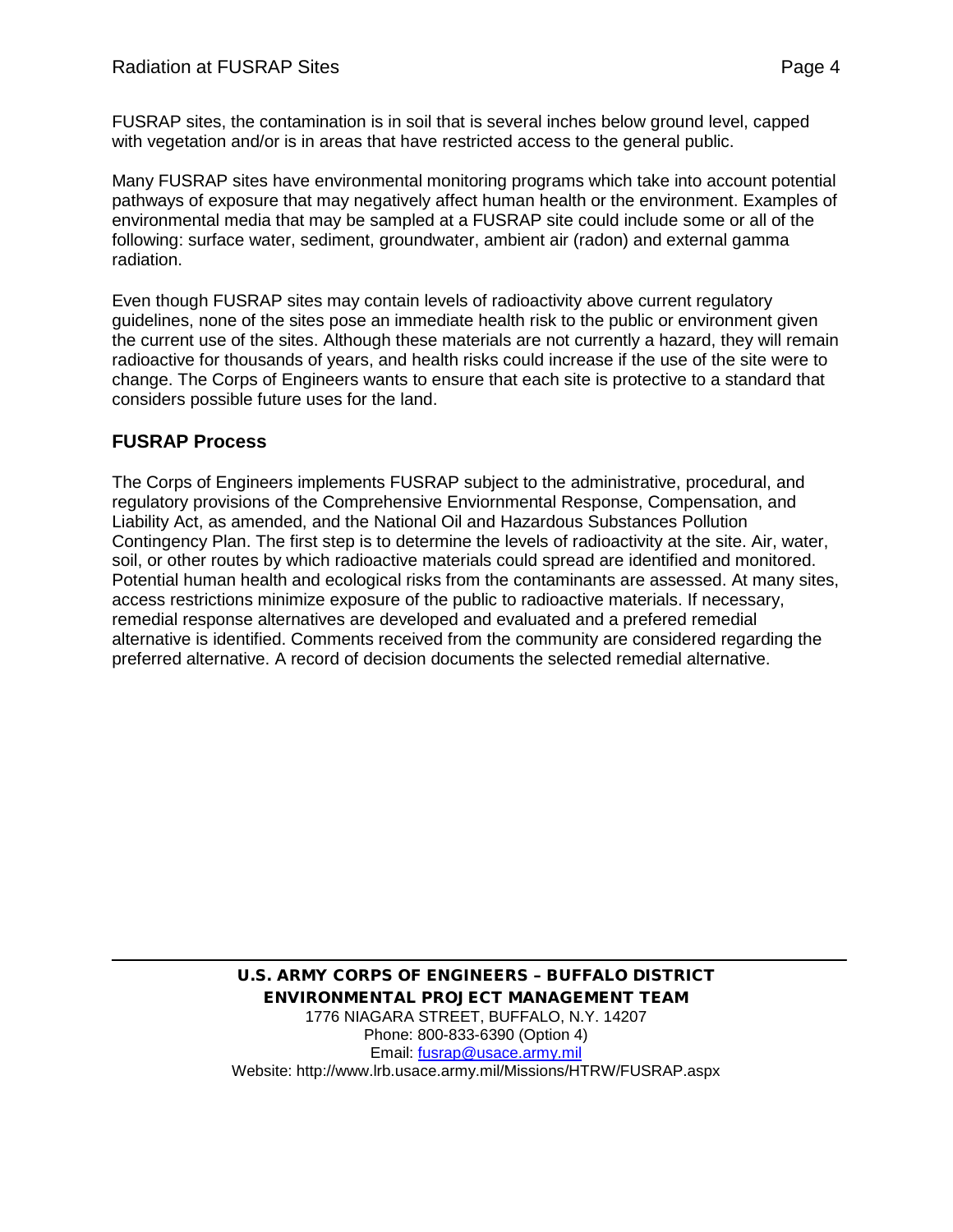FUSRAP sites, the contamination is in soil that is several inches below ground level, capped with vegetation and/or is in areas that have restricted access to the general public.

Many FUSRAP sites have environmental monitoring programs which take into account potential pathways of exposure that may negatively affect human health or the environment. Examples of environmental media that may be sampled at a FUSRAP site could include some or all of the following: surface water, sediment, groundwater, ambient air (radon) and external gamma radiation.

Even though FUSRAP sites may contain levels of radioactivity above current regulatory guidelines, none of the sites pose an immediate health risk to the public or environment given the current use of the sites. Although these materials are not currently a hazard, they will remain radioactive for thousands of years, and health risks could increase if the use of the site were to change. The Corps of Engineers wants to ensure that each site is protective to a standard that considers possible future uses for the land.

## FUSRAP Process

The Corps of Engineers implements FUSRAP subject to the administrative, procedural, and regulatory provisions of the Comprehensive Enviornmental Response, Compensation, and Liability Act, as amended, and the National Oil and Hazardous Substances Pollution Contingency Plan. The first step is to determine the levels of radioactivity at the site. Air, water, soil, or other routes by which radioactive materials could spread are identified and monitored. Potential human health and ecological risks from the contaminants are assessed. At many sites, access restrictions minimize exposure of the public to radioactive materials. If necessary, remedial response alternatives are developed and evaluated and a prefered remedial alternative is identified. Comments received from the community are considered regarding the preferred alternative. A record of decision documents the selected remedial alternative.

---

**U.S. ARMY CORPS OF ENGINEERS – BUFFALO DISTRICT**
**ENVIRONMENTAL PROJECT MANAGEMENT TEAM**
1776 NIAGARA STREET, BUFFALO, N.Y. 14207
Phone: 800-833-6390 (Option 4)
Email: fusrap@usace.army.mil
Website: http://www.lrb.usace.army.mil/Missions/HTRW/FUSRAP.aspx